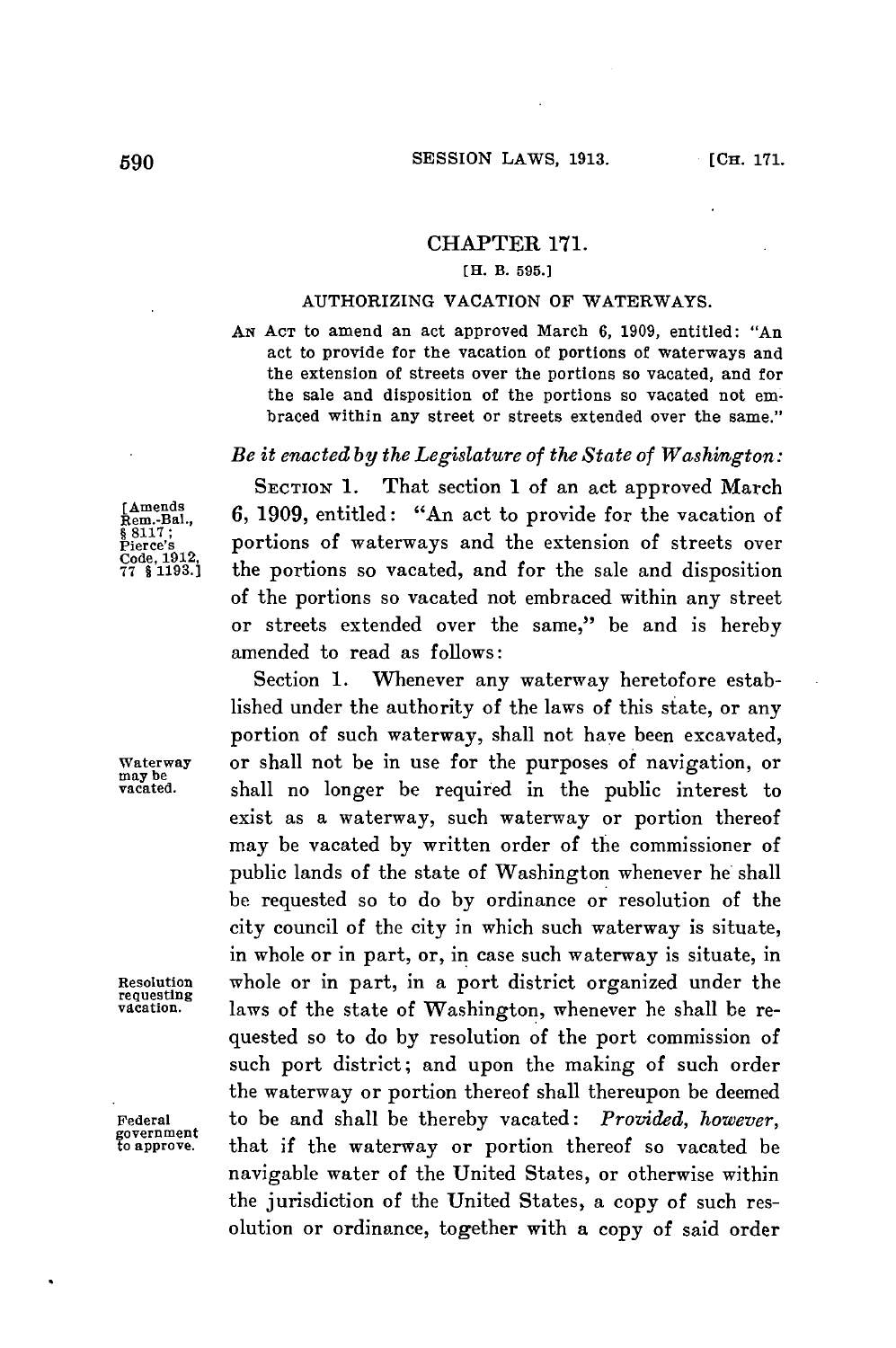# CHAPTER 171.

[H. B. 595.]

## AUTHORIZING VACATION OF WATERWAYS.

AN ACT to amend an act approved March 6, 1909, entitled: "An act to provide for the vacation of portions of waterways and the extension of streets over the portions so vacated, and for the sale and disposition of the portions so vacated not embraced within any street or streets extended over the same."

*Be it enacted by the Legislature of the State of Washington:*

[Amends Rem.-Bal., § 8117; Pierce's Code, 1912, 77 § 1193.]

SECTION 1. That section 1 of an act approved March 6, 1909, entitled: "An act to provide for the vacation of portions of waterways and the extension of streets over the portions so vacated, and for the sale and disposition of the portions so vacated not embraced within any street or streets extended over the same," be and is hereby amended to read as follows:

Waterway may be vacated.

Section 1. Whenever any waterway heretofore established under the authority of the laws of this state, or any portion of such waterway, shall not have been excavated, or shall not be in use for the purposes of navigation, or shall no longer be required in the public interest to exist as a waterway, such waterway or portion thereof may be vacated by written order of the commissioner of public lands of the state of Washington whenever he shall be requested so to do by ordinance or resolution of the city council of the city in which such waterway is situate, in whole or in part, or, in case such waterway is situate, in whole or in part, in a port district organized under the laws of the state of Washington, whenever he shall be requested so to do by resolution of the port commission of such port district; and upon the making of such order the waterway or portion thereof shall thereupon be deemed to be and shall be thereby vacated: *Provided, however,* that if the waterway or portion thereof so vacated be navigable water of the United States, or otherwise within the jurisdiction of the United States, a copy of such resolution or ordinance, together with a copy of said order

Resolution requesting vacation.

Federal government to approve.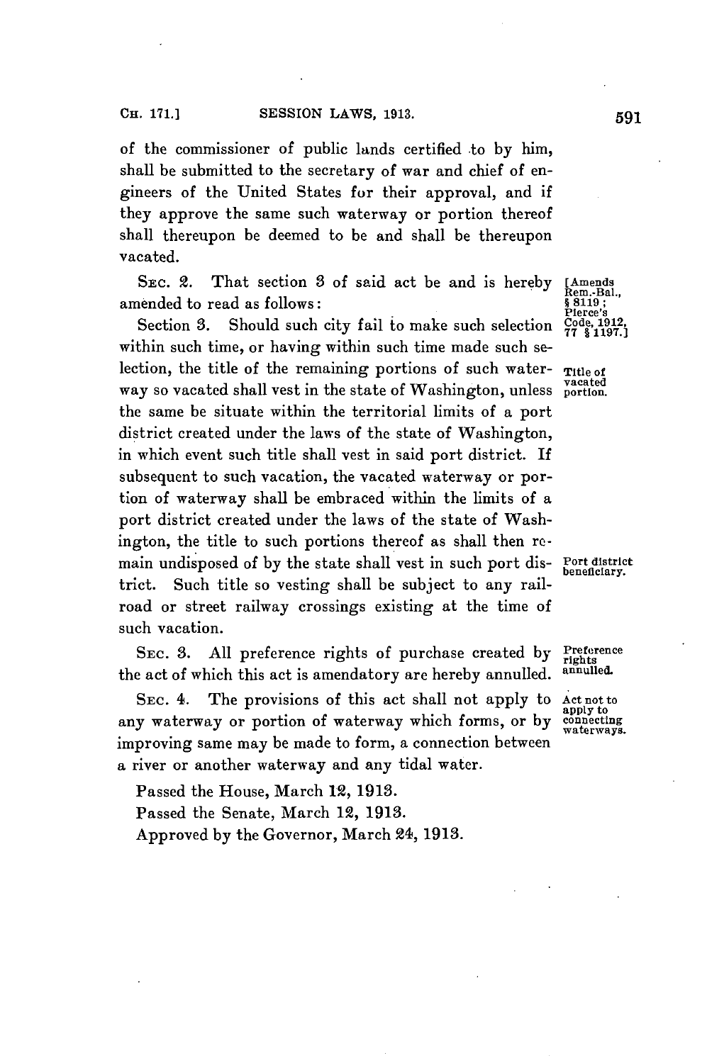of the commissioner of public lands certified to by him, shall be submitted to the secretary of war and chief of engineers of the United States for their approval, and if they approve the same such waterway or portion thereof shall thereupon be deemed to be and shall be thereupon vacated.

SEC. 2. That section 3 of said act be and is hereby amended to read as follows: [Amends Rem.-Bal., § 8119; Pierce's Code, 1912, 77 § 1197.]

Section 3. Should such city fail to make such selection within such time, or having within such time made such selection, the title of the remaining portions of such waterway so vacated shall vest in the state of Washington, unless the same be situate within the territorial limits of a port district created under the laws of the state of Washington, in which event such title shall vest in said port district. If subsequent to such vacation, the vacated waterway or portion of waterway shall be embraced within the limits of a port district created under the laws of the state of Washington, the title to such portions thereof as shall then remain undisposed of by the state shall vest in such port district. Such title so vesting shall be subject to any railroad or street railway crossings existing at the time of such vacation.

Title of vacated portion.

Port district beneficiary.

SEC. 3. All preference rights of purchase created by the act of which this act is amendatory are hereby annulled.

Preference rights annulled.

SEC. 4. The provisions of this act shall not apply to any waterway or portion of waterway which forms, or by improving same may be made to form, a connection between a river or another waterway and any tidal water.

Act not to apply to connecting waterways.

Passed the House, March 12, 1913.

Passed the Senate, March 12, 1913.

Approved by the Governor, March 24, 1913.